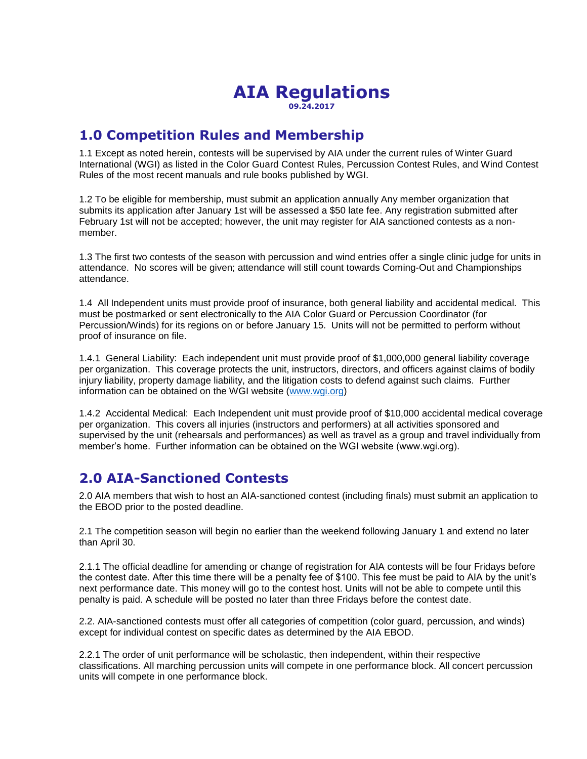# AIA Regulations

**09.24.2017**

## 1.0 Competition Rules and Membership

1.1 Except as noted herein, contests will be supervised by AIA under the current rules of Winter Guard International (WGI) as listed in the Color Guard Contest Rules, Percussion Contest Rules, and Wind Contest Rules of the most recent manuals and rule books published by WGI.

1.2 To be eligible for membership, must submit an application annually Any member organization that submits its application after January 1st will be assessed a $50 late fee. Any registration submitted after February 1st will not be accepted; however, the unit may register for AIA sanctioned contests as a non-member.

1.3 The first two contests of the season with percussion and wind entries offer a single clinic judge for units in attendance. No scores will be given; attendance will still count towards Coming-Out and Championships attendance.

1.4 All Independent units must provide proof of insurance, both general liability and accidental medical. This must be postmarked or sent electronically to the AIA Color Guard or Percussion Coordinator (for Percussion/Winds) for its regions on or before January 15. Units will not be permitted to perform without proof of insurance on file.

1.4.1 General Liability: Each independent unit must provide proof of $1,000,000 general liability coverage per organization. This coverage protects the unit, instructors, directors, and officers against claims of bodily injury liability, property damage liability, and the litigation costs to defend against such claims. Further information can be obtained on the WGI website (www.wgi.org)

1.4.2 Accidental Medical: Each Independent unit must provide proof of $10,000 accidental medical coverage per organization. This covers all injuries (instructors and performers) at all activities sponsored and supervised by the unit (rehearsals and performances) as well as travel as a group and travel individually from member's home. Further information can be obtained on the WGI website (www.wgi.org).

## 2.0 AIA-Sanctioned Contests

2.0 AIA members that wish to host an AIA-sanctioned contest (including finals) must submit an application to the EBOD prior to the posted deadline.

2.1 The competition season will begin no earlier than the weekend following January 1 and extend no later than April 30.

2.1.1 The official deadline for amending or change of registration for AIA contests will be four Fridays before the contest date. After this time there will be a penalty fee of $100. This fee must be paid to AIA by the unit's next performance date. This money will go to the contest host. Units will not be able to compete until this penalty is paid. A schedule will be posted no later than three Fridays before the contest date.

2.2. AIA-sanctioned contests must offer all categories of competition (color guard, percussion, and winds) except for individual contest on specific dates as determined by the AIA EBOD.

2.2.1 The order of unit performance will be scholastic, then independent, within their respective classifications. All marching percussion units will compete in one performance block. All concert percussion units will compete in one performance block.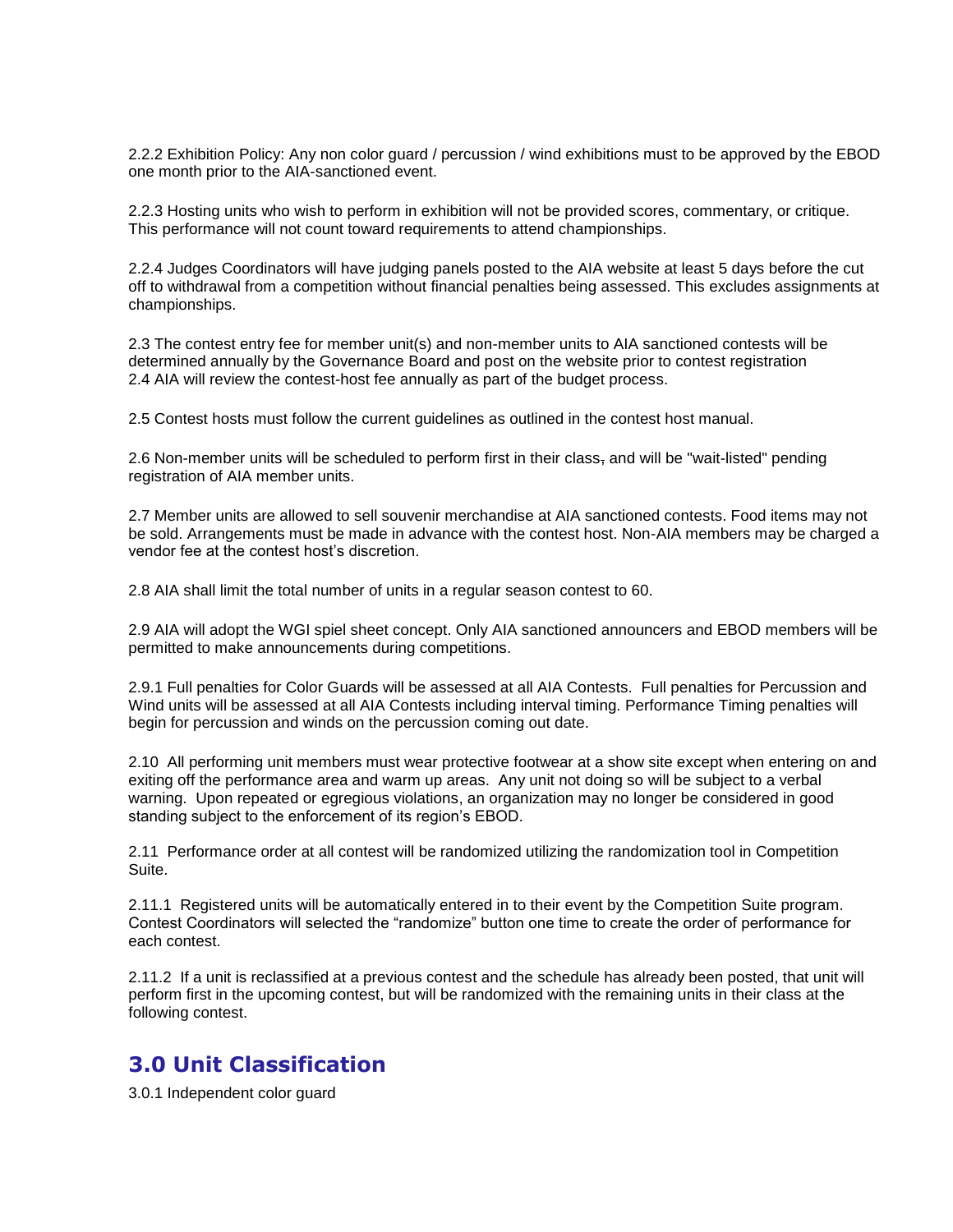2.2.2 Exhibition Policy: Any non color guard / percussion / wind exhibitions must to be approved by the EBOD one month prior to the AIA-sanctioned event.

2.2.3 Hosting units who wish to perform in exhibition will not be provided scores, commentary, or critique. This performance will not count toward requirements to attend championships.

2.2.4 Judges Coordinators will have judging panels posted to the AIA website at least 5 days before the cut off to withdrawal from a competition without financial penalties being assessed. This excludes assignments at championships.

2.3 The contest entry fee for member unit(s) and non-member units to AIA sanctioned contests will be determined annually by the Governance Board and post on the website prior to contest registration
2.4 AIA will review the contest-host fee annually as part of the budget process.

2.5 Contest hosts must follow the current guidelines as outlined in the contest host manual.

2.6 Non-member units will be scheduled to perform first in their class, and will be "wait-listed" pending registration of AIA member units.

2.7 Member units are allowed to sell souvenir merchandise at AIA sanctioned contests. Food items may not be sold. Arrangements must be made in advance with the contest host. Non-AIA members may be charged a vendor fee at the contest host's discretion.

2.8 AIA shall limit the total number of units in a regular season contest to 60.

2.9 AIA will adopt the WGI spiel sheet concept. Only AIA sanctioned announcers and EBOD members will be permitted to make announcements during competitions.

2.9.1 Full penalties for Color Guards will be assessed at all AIA Contests. Full penalties for Percussion and Wind units will be assessed at all AIA Contests including interval timing. Performance Timing penalties will begin for percussion and winds on the percussion coming out date.

2.10 All performing unit members must wear protective footwear at a show site except when entering on and exiting off the performance area and warm up areas. Any unit not doing so will be subject to a verbal warning. Upon repeated or egregious violations, an organization may no longer be considered in good standing subject to the enforcement of its region's EBOD.

2.11 Performance order at all contest will be randomized utilizing the randomization tool in Competition Suite.

2.11.1 Registered units will be automatically entered in to their event by the Competition Suite program. Contest Coordinators will selected the "randomize" button one time to create the order of performance for each contest.

2.11.2 If a unit is reclassified at a previous contest and the schedule has already been posted, that unit will perform first in the upcoming contest, but will be randomized with the remaining units in their class at the following contest.

## 3.0 Unit Classification

3.0.1 Independent color guard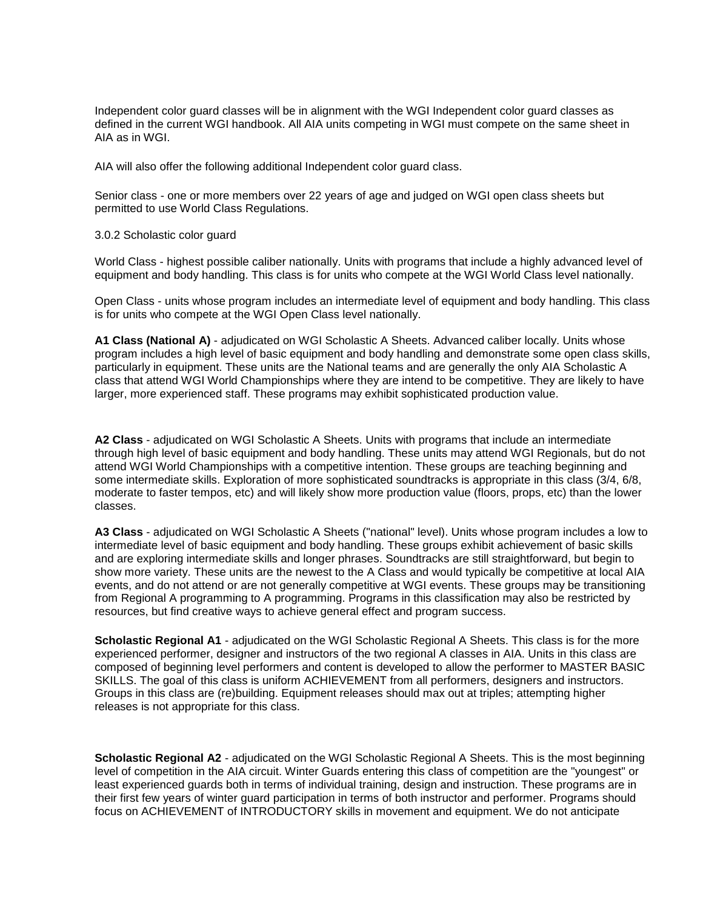Independent color guard classes will be in alignment with the WGI Independent color guard classes as defined in the current WGI handbook. All AIA units competing in WGI must compete on the same sheet in AIA as in WGI.

AIA will also offer the following additional Independent color guard class.

Senior class - one or more members over 22 years of age and judged on WGI open class sheets but permitted to use World Class Regulations.

3.0.2 Scholastic color guard

World Class - highest possible caliber nationally. Units with programs that include a highly advanced level of equipment and body handling. This class is for units who compete at the WGI World Class level nationally.

Open Class - units whose program includes an intermediate level of equipment and body handling. This class is for units who compete at the WGI Open Class level nationally.

**A1 Class (National A)** - adjudicated on WGI Scholastic A Sheets. Advanced caliber locally. Units whose program includes a high level of basic equipment and body handling and demonstrate some open class skills, particularly in equipment. These units are the National teams and are generally the only AIA Scholastic A class that attend WGI World Championships where they are intend to be competitive. They are likely to have larger, more experienced staff. These programs may exhibit sophisticated production value.

**A2 Class** - adjudicated on WGI Scholastic A Sheets. Units with programs that include an intermediate through high level of basic equipment and body handling. These units may attend WGI Regionals, but do not attend WGI World Championships with a competitive intention. These groups are teaching beginning and some intermediate skills. Exploration of more sophisticated soundtracks is appropriate in this class (3/4, 6/8, moderate to faster tempos, etc) and will likely show more production value (floors, props, etc) than the lower classes.

**A3 Class** - adjudicated on WGI Scholastic A Sheets ("national" level). Units whose program includes a low to intermediate level of basic equipment and body handling. These groups exhibit achievement of basic skills and are exploring intermediate skills and longer phrases. Soundtracks are still straightforward, but begin to show more variety. These units are the newest to the A Class and would typically be competitive at local AIA events, and do not attend or are not generally competitive at WGI events. These groups may be transitioning from Regional A programming to A programming. Programs in this classification may also be restricted by resources, but find creative ways to achieve general effect and program success.

**Scholastic Regional A1** - adjudicated on the WGI Scholastic Regional A Sheets. This class is for the more experienced performer, designer and instructors of the two regional A classes in AIA. Units in this class are composed of beginning level performers and content is developed to allow the performer to MASTER BASIC SKILLS. The goal of this class is uniform ACHIEVEMENT from all performers, designers and instructors. Groups in this class are (re)building. Equipment releases should max out at triples; attempting higher releases is not appropriate for this class.

**Scholastic Regional A2** - adjudicated on the WGI Scholastic Regional A Sheets. This is the most beginning level of competition in the AIA circuit. Winter Guards entering this class of competition are the "youngest" or least experienced guards both in terms of individual training, design and instruction. These programs are in their first few years of winter guard participation in terms of both instructor and performer. Programs should focus on ACHIEVEMENT of INTRODUCTORY skills in movement and equipment. We do not anticipate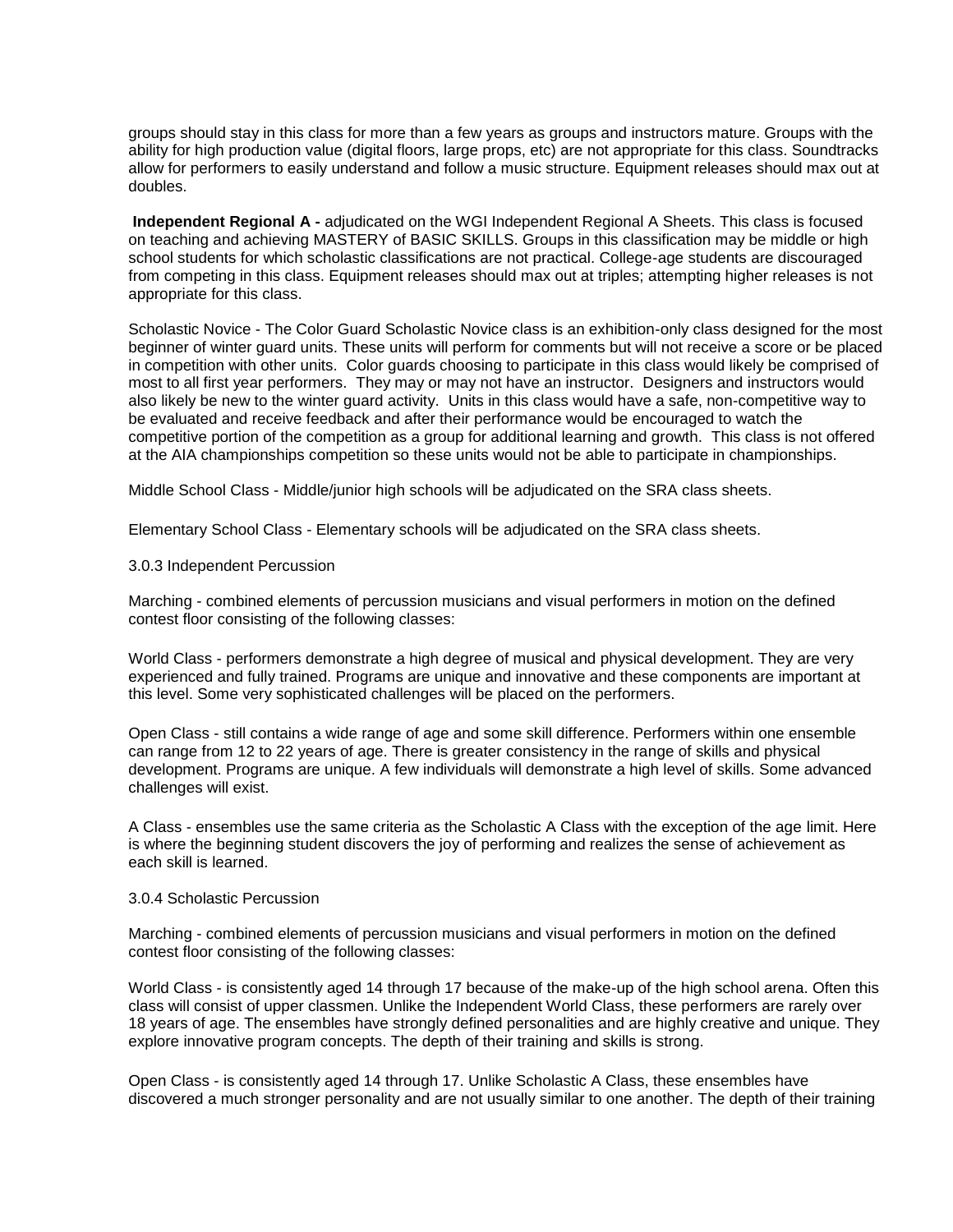groups should stay in this class for more than a few years as groups and instructors mature. Groups with the ability for high production value (digital floors, large props, etc) are not appropriate for this class. Soundtracks allow for performers to easily understand and follow a music structure. Equipment releases should max out at doubles.

**Independent Regional A -** adjudicated on the WGI Independent Regional A Sheets. This class is focused on teaching and achieving MASTERY of BASIC SKILLS. Groups in this classification may be middle or high school students for which scholastic classifications are not practical. College-age students are discouraged from competing in this class. Equipment releases should max out at triples; attempting higher releases is not appropriate for this class.

Scholastic Novice - The Color Guard Scholastic Novice class is an exhibition-only class designed for the most beginner of winter guard units. These units will perform for comments but will not receive a score or be placed in competition with other units. Color guards choosing to participate in this class would likely be comprised of most to all first year performers. They may or may not have an instructor. Designers and instructors would also likely be new to the winter guard activity. Units in this class would have a safe, non-competitive way to be evaluated and receive feedback and after their performance would be encouraged to watch the competitive portion of the competition as a group for additional learning and growth. This class is not offered at the AIA championships competition so these units would not be able to participate in championships.

Middle School Class - Middle/junior high schools will be adjudicated on the SRA class sheets.

Elementary School Class - Elementary schools will be adjudicated on the SRA class sheets.

3.0.3 Independent Percussion

Marching - combined elements of percussion musicians and visual performers in motion on the defined contest floor consisting of the following classes:

World Class - performers demonstrate a high degree of musical and physical development. They are very experienced and fully trained. Programs are unique and innovative and these components are important at this level. Some very sophisticated challenges will be placed on the performers.

Open Class - still contains a wide range of age and some skill difference. Performers within one ensemble can range from 12 to 22 years of age. There is greater consistency in the range of skills and physical development. Programs are unique. A few individuals will demonstrate a high level of skills. Some advanced challenges will exist.

A Class - ensembles use the same criteria as the Scholastic A Class with the exception of the age limit. Here is where the beginning student discovers the joy of performing and realizes the sense of achievement as each skill is learned.

3.0.4 Scholastic Percussion

Marching - combined elements of percussion musicians and visual performers in motion on the defined contest floor consisting of the following classes:

World Class - is consistently aged 14 through 17 because of the make-up of the high school arena. Often this class will consist of upper classmen. Unlike the Independent World Class, these performers are rarely over 18 years of age. The ensembles have strongly defined personalities and are highly creative and unique. They explore innovative program concepts. The depth of their training and skills is strong.

Open Class - is consistently aged 14 through 17. Unlike Scholastic A Class, these ensembles have discovered a much stronger personality and are not usually similar to one another. The depth of their training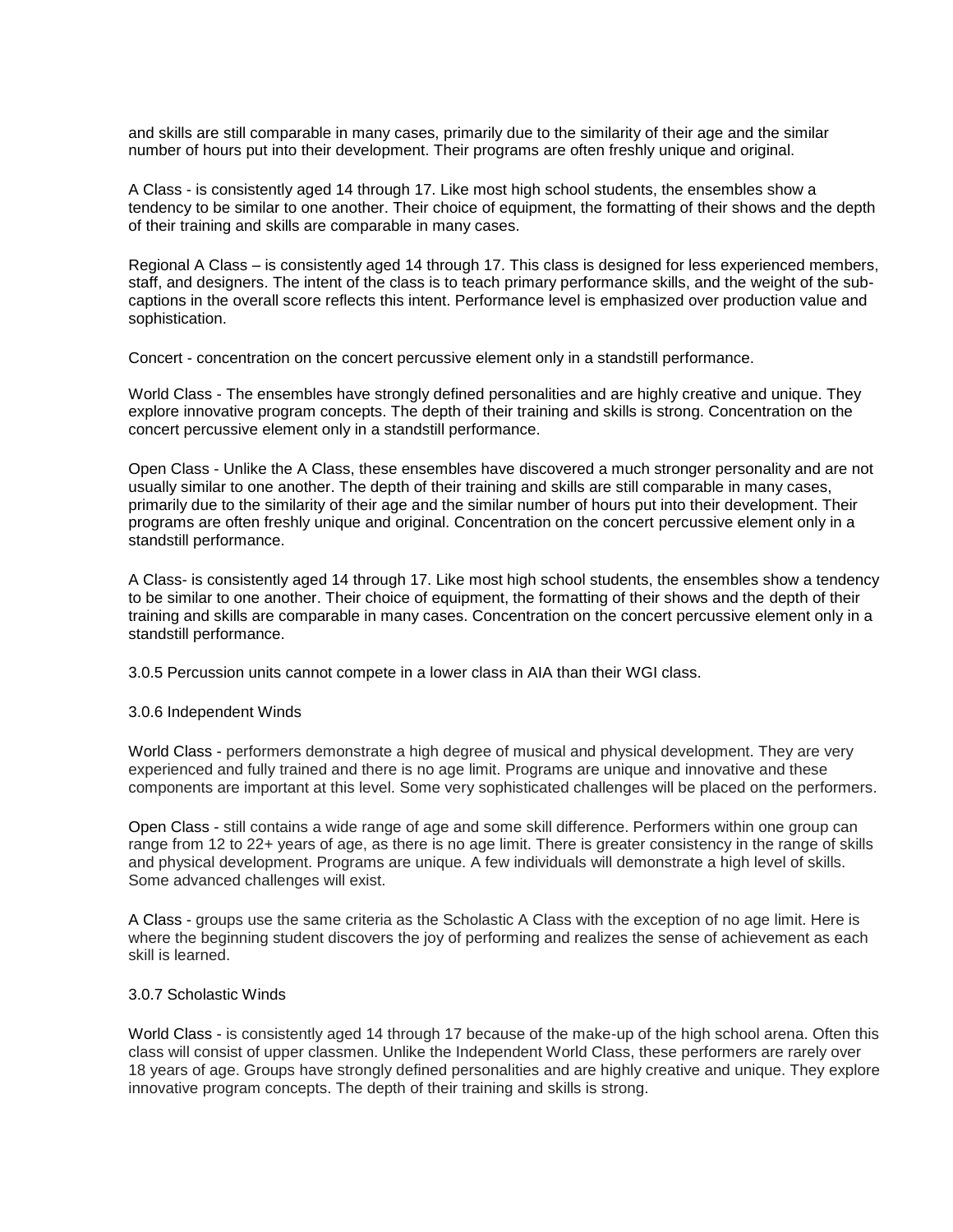and skills are still comparable in many cases, primarily due to the similarity of their age and the similar number of hours put into their development. Their programs are often freshly unique and original.

A Class - is consistently aged 14 through 17. Like most high school students, the ensembles show a tendency to be similar to one another. Their choice of equipment, the formatting of their shows and the depth of their training and skills are comparable in many cases.

Regional A Class – is consistently aged 14 through 17. This class is designed for less experienced members, staff, and designers. The intent of the class is to teach primary performance skills, and the weight of the sub-captions in the overall score reflects this intent. Performance level is emphasized over production value and sophistication.

Concert - concentration on the concert percussive element only in a standstill performance.

World Class - The ensembles have strongly defined personalities and are highly creative and unique. They explore innovative program concepts. The depth of their training and skills is strong. Concentration on the concert percussive element only in a standstill performance.

Open Class - Unlike the A Class, these ensembles have discovered a much stronger personality and are not usually similar to one another. The depth of their training and skills are still comparable in many cases, primarily due to the similarity of their age and the similar number of hours put into their development. Their programs are often freshly unique and original. Concentration on the concert percussive element only in a standstill performance.

A Class- is consistently aged 14 through 17. Like most high school students, the ensembles show a tendency to be similar to one another. Their choice of equipment, the formatting of their shows and the depth of their training and skills are comparable in many cases. Concentration on the concert percussive element only in a standstill performance.

3.0.5 Percussion units cannot compete in a lower class in AIA than their WGI class.

3.0.6 Independent Winds

World Class - performers demonstrate a high degree of musical and physical development. They are very experienced and fully trained and there is no age limit. Programs are unique and innovative and these components are important at this level. Some very sophisticated challenges will be placed on the performers.

Open Class - still contains a wide range of age and some skill difference. Performers within one group can range from 12 to 22+ years of age, as there is no age limit. There is greater consistency in the range of skills and physical development. Programs are unique. A few individuals will demonstrate a high level of skills. Some advanced challenges will exist.

A Class - groups use the same criteria as the Scholastic A Class with the exception of no age limit. Here is where the beginning student discovers the joy of performing and realizes the sense of achievement as each skill is learned.

3.0.7 Scholastic Winds

World Class - is consistently aged 14 through 17 because of the make-up of the high school arena. Often this class will consist of upper classmen. Unlike the Independent World Class, these performers are rarely over 18 years of age. Groups have strongly defined personalities and are highly creative and unique. They explore innovative program concepts. The depth of their training and skills is strong.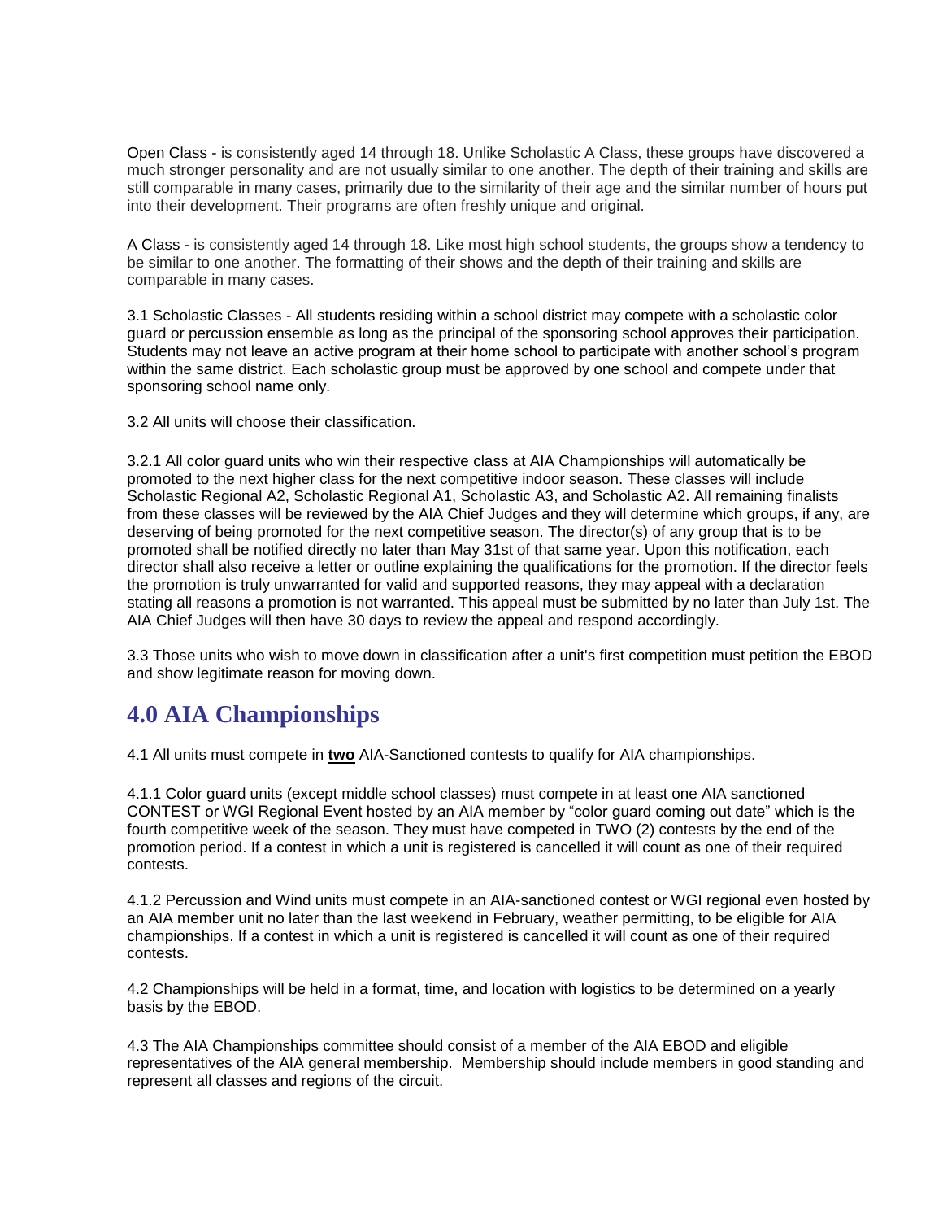Open Class - is consistently aged 14 through 18. Unlike Scholastic A Class, these groups have discovered a much stronger personality and are not usually similar to one another. The depth of their training and skills are still comparable in many cases, primarily due to the similarity of their age and the similar number of hours put into their development. Their programs are often freshly unique and original.

A Class - is consistently aged 14 through 18. Like most high school students, the groups show a tendency to be similar to one another. The formatting of their shows and the depth of their training and skills are comparable in many cases.

3.1 Scholastic Classes - All students residing within a school district may compete with a scholastic color guard or percussion ensemble as long as the principal of the sponsoring school approves their participation. Students may not leave an active program at their home school to participate with another school's program within the same district. Each scholastic group must be approved by one school and compete under that sponsoring school name only.

3.2 All units will choose their classification.

3.2.1 All color guard units who win their respective class at AIA Championships will automatically be promoted to the next higher class for the next competitive indoor season. These classes will include Scholastic Regional A2, Scholastic Regional A1, Scholastic A3, and Scholastic A2. All remaining finalists from these classes will be reviewed by the AIA Chief Judges and they will determine which groups, if any, are deserving of being promoted for the next competitive season. The director(s) of any group that is to be promoted shall be notified directly no later than May 31st of that same year. Upon this notification, each director shall also receive a letter or outline explaining the qualifications for the promotion. If the director feels the promotion is truly unwarranted for valid and supported reasons, they may appeal with a declaration stating all reasons a promotion is not warranted. This appeal must be submitted by no later than July 1st. The AIA Chief Judges will then have 30 days to review the appeal and respond accordingly.

3.3 Those units who wish to move down in classification after a unit's first competition must petition the EBOD and show legitimate reason for moving down.

# 4.0 AIA Championships

4.1 All units must compete in **two** AIA-Sanctioned contests to qualify for AIA championships.

4.1.1 Color guard units (except middle school classes) must compete in at least one AIA sanctioned CONTEST or WGI Regional Event hosted by an AIA member by "color guard coming out date" which is the fourth competitive week of the season. They must have competed in TWO (2) contests by the end of the promotion period. If a contest in which a unit is registered is cancelled it will count as one of their required contests.

4.1.2 Percussion and Wind units must compete in an AIA-sanctioned contest or WGI regional even hosted by an AIA member unit no later than the last weekend in February, weather permitting, to be eligible for AIA championships. If a contest in which a unit is registered is cancelled it will count as one of their required contests.

4.2 Championships will be held in a format, time, and location with logistics to be determined on a yearly basis by the EBOD.

4.3 The AIA Championships committee should consist of a member of the AIA EBOD and eligible representatives of the AIA general membership. Membership should include members in good standing and represent all classes and regions of the circuit.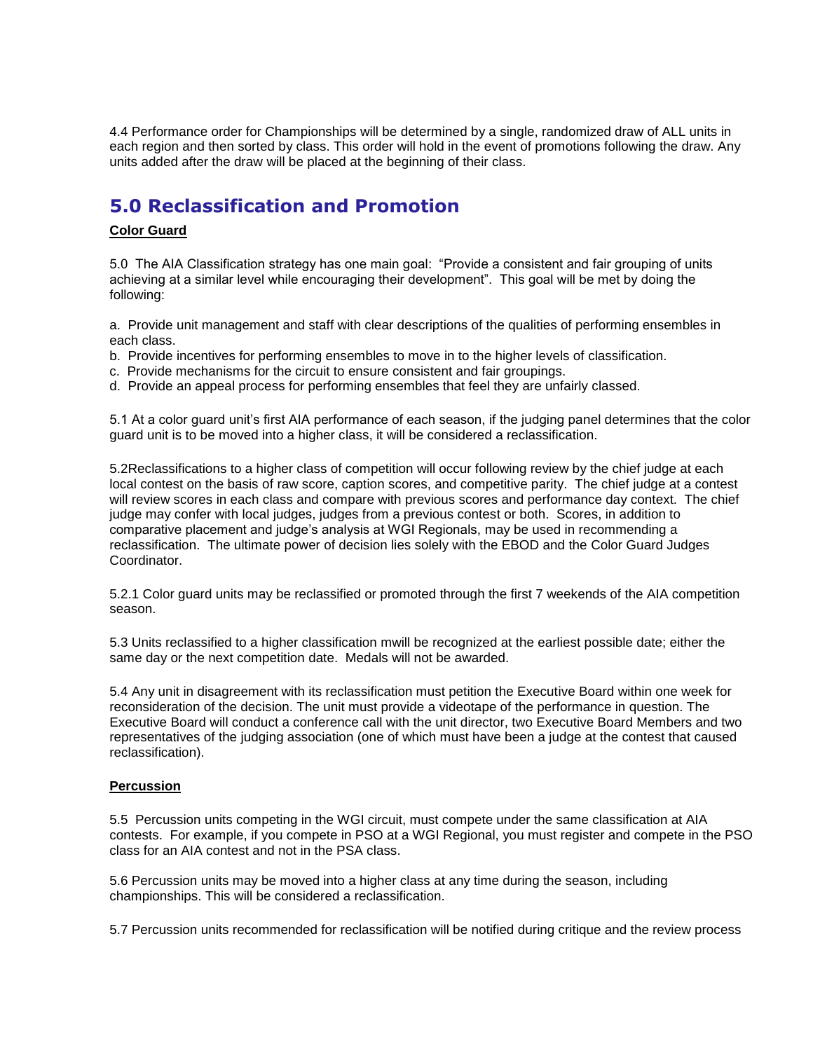4.4 Performance order for Championships will be determined by a single, randomized draw of ALL units in each region and then sorted by class. This order will hold in the event of promotions following the draw. Any units added after the draw will be placed at the beginning of their class.

## 5.0 Reclassification and Promotion

**Color Guard**

5.0 The AIA Classification strategy has one main goal: "Provide a consistent and fair grouping of units achieving at a similar level while encouraging their development". This goal will be met by doing the following:

a. Provide unit management and staff with clear descriptions of the qualities of performing ensembles in each class.
b. Provide incentives for performing ensembles to move in to the higher levels of classification.
c. Provide mechanisms for the circuit to ensure consistent and fair groupings.
d. Provide an appeal process for performing ensembles that feel they are unfairly classed.

5.1 At a color guard unit's first AIA performance of each season, if the judging panel determines that the color guard unit is to be moved into a higher class, it will be considered a reclassification.

5.2Reclassifications to a higher class of competition will occur following review by the chief judge at each local contest on the basis of raw score, caption scores, and competitive parity. The chief judge at a contest will review scores in each class and compare with previous scores and performance day context. The chief judge may confer with local judges, judges from a previous contest or both. Scores, in addition to comparative placement and judge's analysis at WGI Regionals, may be used in recommending a reclassification. The ultimate power of decision lies solely with the EBOD and the Color Guard Judges Coordinator.

5.2.1 Color guard units may be reclassified or promoted through the first 7 weekends of the AIA competition season.

5.3 Units reclassified to a higher classification mwill be recognized at the earliest possible date; either the same day or the next competition date. Medals will not be awarded.

5.4 Any unit in disagreement with its reclassification must petition the Executive Board within one week for reconsideration of the decision. The unit must provide a videotape of the performance in question. The Executive Board will conduct a conference call with the unit director, two Executive Board Members and two representatives of the judging association (one of which must have been a judge at the contest that caused reclassification).

**Percussion**

5.5 Percussion units competing in the WGI circuit, must compete under the same classification at AIA contests. For example, if you compete in PSO at a WGI Regional, you must register and compete in the PSO class for an AIA contest and not in the PSA class.

5.6 Percussion units may be moved into a higher class at any time during the season, including championships. This will be considered a reclassification.

5.7 Percussion units recommended for reclassification will be notified during critique and the review process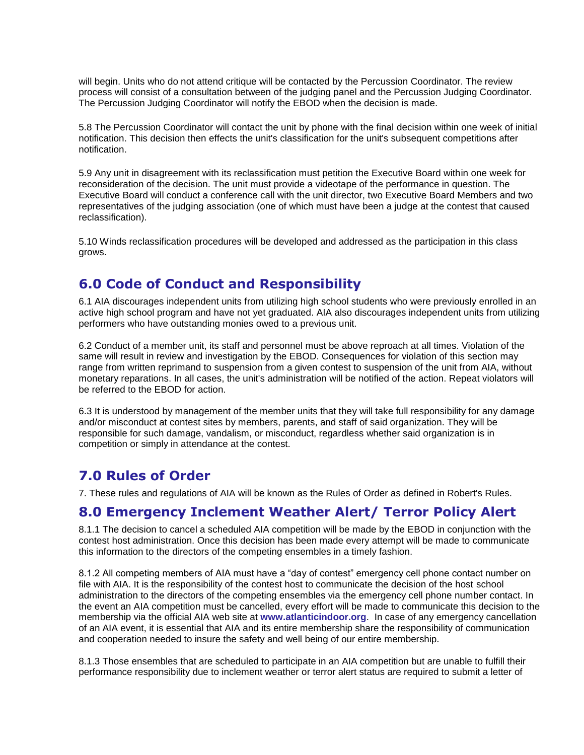will begin. Units who do not attend critique will be contacted by the Percussion Coordinator. The review process will consist of a consultation between of the judging panel and the Percussion Judging Coordinator. The Percussion Judging Coordinator will notify the EBOD when the decision is made.

5.8 The Percussion Coordinator will contact the unit by phone with the final decision within one week of initial notification. This decision then effects the unit's classification for the unit's subsequent competitions after notification.

5.9 Any unit in disagreement with its reclassification must petition the Executive Board within one week for reconsideration of the decision. The unit must provide a videotape of the performance in question. The Executive Board will conduct a conference call with the unit director, two Executive Board Members and two representatives of the judging association (one of which must have been a judge at the contest that caused reclassification).

5.10 Winds reclassification procedures will be developed and addressed as the participation in this class grows.

## 6.0 Code of Conduct and Responsibility

6.1 AIA discourages independent units from utilizing high school students who were previously enrolled in an active high school program and have not yet graduated. AIA also discourages independent units from utilizing performers who have outstanding monies owed to a previous unit.

6.2 Conduct of a member unit, its staff and personnel must be above reproach at all times. Violation of the same will result in review and investigation by the EBOD. Consequences for violation of this section may range from written reprimand to suspension from a given contest to suspension of the unit from AIA, without monetary reparations. In all cases, the unit's administration will be notified of the action. Repeat violators will be referred to the EBOD for action.

6.3 It is understood by management of the member units that they will take full responsibility for any damage and/or misconduct at contest sites by members, parents, and staff of said organization. They will be responsible for such damage, vandalism, or misconduct, regardless whether said organization is in competition or simply in attendance at the contest.

## 7.0 Rules of Order

7. These rules and regulations of AIA will be known as the Rules of Order as defined in Robert's Rules.

## 8.0 Emergency Inclement Weather Alert/ Terror Policy Alert

8.1.1 The decision to cancel a scheduled AIA competition will be made by the EBOD in conjunction with the contest host administration. Once this decision has been made every attempt will be made to communicate this information to the directors of the competing ensembles in a timely fashion.

8.1.2 All competing members of AIA must have a "day of contest" emergency cell phone contact number on file with AIA. It is the responsibility of the contest host to communicate the decision of the host school administration to the directors of the competing ensembles via the emergency cell phone number contact. In the event an AIA competition must be cancelled, every effort will be made to communicate this decision to the membership via the official AIA web site at **www.atlanticindoor.org**. In case of any emergency cancellation of an AIA event, it is essential that AIA and its entire membership share the responsibility of communication and cooperation needed to insure the safety and well being of our entire membership.

8.1.3 Those ensembles that are scheduled to participate in an AIA competition but are unable to fulfill their performance responsibility due to inclement weather or terror alert status are required to submit a letter of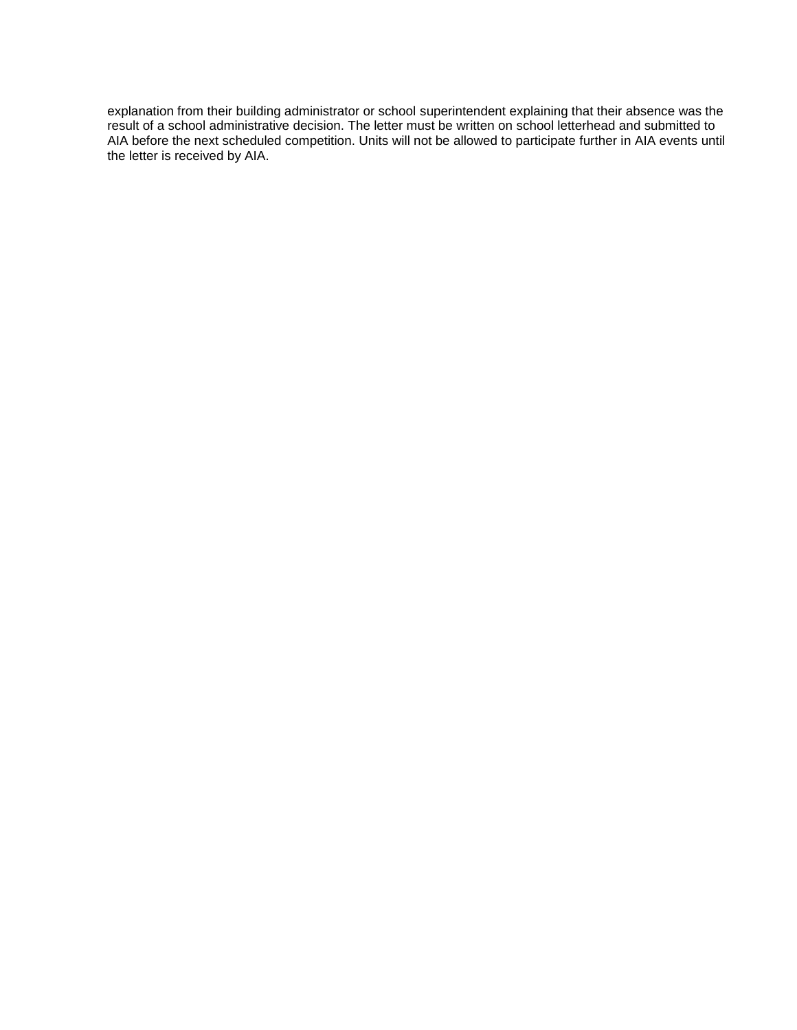explanation from their building administrator or school superintendent explaining that their absence was the result of a school administrative decision. The letter must be written on school letterhead and submitted to AIA before the next scheduled competition. Units will not be allowed to participate further in AIA events until the letter is received by AIA.